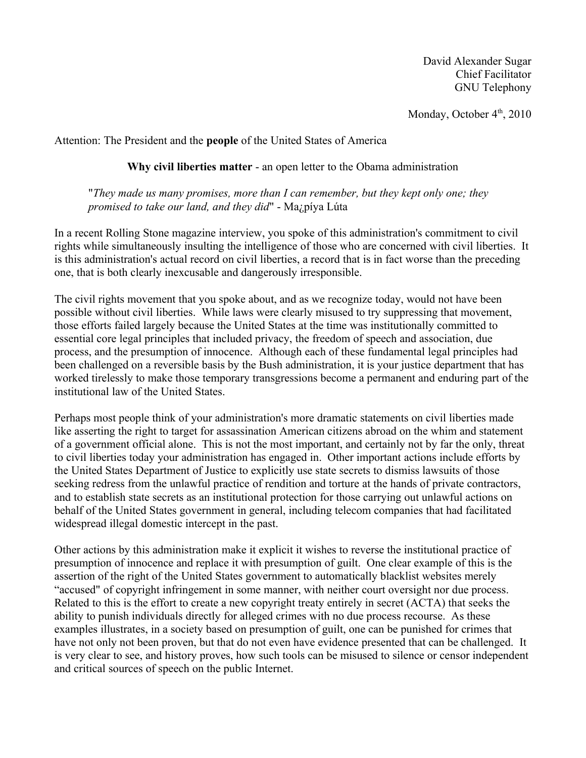David Alexander Sugar
Chief Facilitator
GNU Telephony

Monday, October 4th, 2010

Attention: The President and the **people** of the United States of America

**Why civil liberties matter** - an open letter to the Obama administration

> "*They made us many promises, more than I can remember, but they kept only one; they promised to take our land, and they did*" - Ma¿píya Lúta

In a recent Rolling Stone magazine interview, you spoke of this administration's commitment to civil rights while simultaneously insulting the intelligence of those who are concerned with civil liberties. It is this administration's actual record on civil liberties, a record that is in fact worse than the preceding one, that is both clearly inexcusable and dangerously irresponsible.

The civil rights movement that you spoke about, and as we recognize today, would not have been possible without civil liberties. While laws were clearly misused to try suppressing that movement, those efforts failed largely because the United States at the time was institutionally committed to essential core legal principles that included privacy, the freedom of speech and association, due process, and the presumption of innocence. Although each of these fundamental legal principles had been challenged on a reversible basis by the Bush administration, it is your justice department that has worked tirelessly to make those temporary transgressions become a permanent and enduring part of the institutional law of the United States.

Perhaps most people think of your administration's more dramatic statements on civil liberties made like asserting the right to target for assassination American citizens abroad on the whim and statement of a government official alone. This is not the most important, and certainly not by far the only, threat to civil liberties today your administration has engaged in. Other important actions include efforts by the United States Department of Justice to explicitly use state secrets to dismiss lawsuits of those seeking redress from the unlawful practice of rendition and torture at the hands of private contractors, and to establish state secrets as an institutional protection for those carrying out unlawful actions on behalf of the United States government in general, including telecom companies that had facilitated widespread illegal domestic intercept in the past.

Other actions by this administration make it explicit it wishes to reverse the institutional practice of presumption of innocence and replace it with presumption of guilt. One clear example of this is the assertion of the right of the United States government to automatically blacklist websites merely "accused" of copyright infringement in some manner, with neither court oversight nor due process. Related to this is the effort to create a new copyright treaty entirely in secret (ACTA) that seeks the ability to punish individuals directly for alleged crimes with no due process recourse. As these examples illustrates, in a society based on presumption of guilt, one can be punished for crimes that have not only not been proven, but that do not even have evidence presented that can be challenged. It is very clear to see, and history proves, how such tools can be misused to silence or censor independent and critical sources of speech on the public Internet.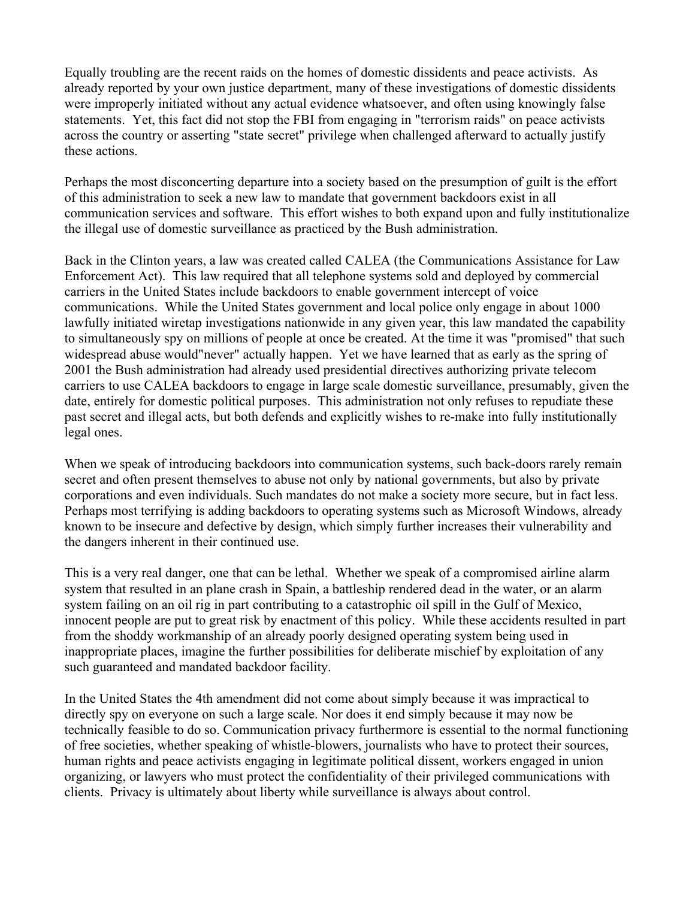Equally troubling are the recent raids on the homes of domestic dissidents and peace activists. As already reported by your own justice department, many of these investigations of domestic dissidents were improperly initiated without any actual evidence whatsoever, and often using knowingly false statements. Yet, this fact did not stop the FBI from engaging in "terrorism raids" on peace activists across the country or asserting "state secret" privilege when challenged afterward to actually justify these actions.

Perhaps the most disconcerting departure into a society based on the presumption of guilt is the effort of this administration to seek a new law to mandate that government backdoors exist in all communication services and software. This effort wishes to both expand upon and fully institutionalize the illegal use of domestic surveillance as practiced by the Bush administration.

Back in the Clinton years, a law was created called CALEA (the Communications Assistance for Law Enforcement Act). This law required that all telephone systems sold and deployed by commercial carriers in the United States include backdoors to enable government intercept of voice communications. While the United States government and local police only engage in about 1000 lawfully initiated wiretap investigations nationwide in any given year, this law mandated the capability to simultaneously spy on millions of people at once be created. At the time it was "promised" that such widespread abuse would"never" actually happen. Yet we have learned that as early as the spring of 2001 the Bush administration had already used presidential directives authorizing private telecom carriers to use CALEA backdoors to engage in large scale domestic surveillance, presumably, given the date, entirely for domestic political purposes. This administration not only refuses to repudiate these past secret and illegal acts, but both defends and explicitly wishes to re-make into fully institutionally legal ones.

When we speak of introducing backdoors into communication systems, such back-doors rarely remain secret and often present themselves to abuse not only by national governments, but also by private corporations and even individuals. Such mandates do not make a society more secure, but in fact less. Perhaps most terrifying is adding backdoors to operating systems such as Microsoft Windows, already known to be insecure and defective by design, which simply further increases their vulnerability and the dangers inherent in their continued use.

This is a very real danger, one that can be lethal. Whether we speak of a compromised airline alarm system that resulted in an plane crash in Spain, a battleship rendered dead in the water, or an alarm system failing on an oil rig in part contributing to a catastrophic oil spill in the Gulf of Mexico, innocent people are put to great risk by enactment of this policy. While these accidents resulted in part from the shoddy workmanship of an already poorly designed operating system being used in inappropriate places, imagine the further possibilities for deliberate mischief by exploitation of any such guaranteed and mandated backdoor facility.

In the United States the 4th amendment did not come about simply because it was impractical to directly spy on everyone on such a large scale. Nor does it end simply because it may now be technically feasible to do so. Communication privacy furthermore is essential to the normal functioning of free societies, whether speaking of whistle-blowers, journalists who have to protect their sources, human rights and peace activists engaging in legitimate political dissent, workers engaged in union organizing, or lawyers who must protect the confidentiality of their privileged communications with clients. Privacy is ultimately about liberty while surveillance is always about control.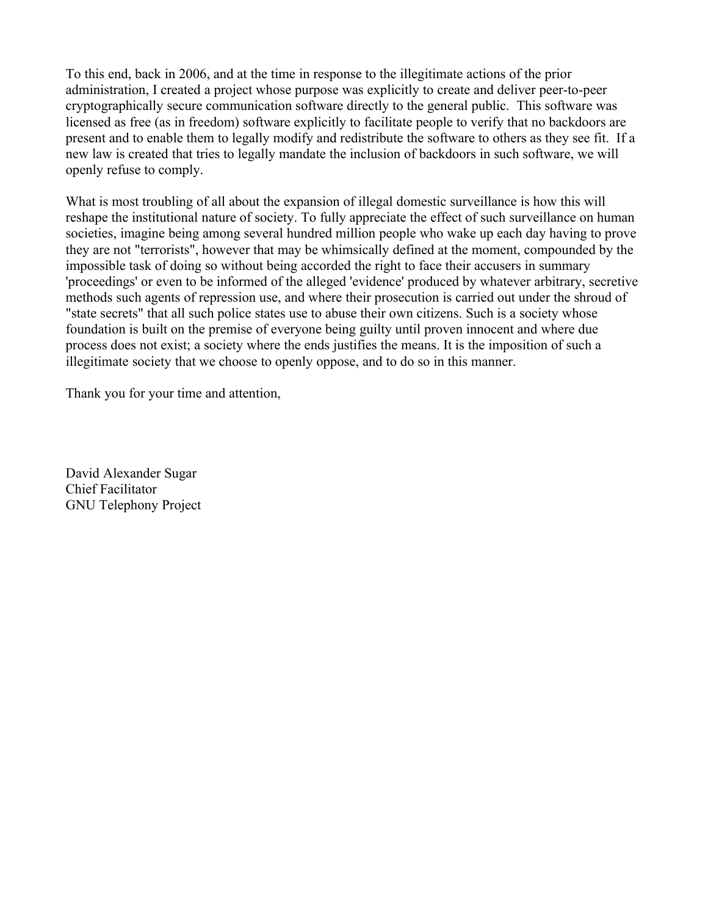To this end, back in 2006, and at the time in response to the illegitimate actions of the prior administration, I created a project whose purpose was explicitly to create and deliver peer-to-peer cryptographically secure communication software directly to the general public. This software was licensed as free (as in freedom) software explicitly to facilitate people to verify that no backdoors are present and to enable them to legally modify and redistribute the software to others as they see fit. If a new law is created that tries to legally mandate the inclusion of backdoors in such software, we will openly refuse to comply.

What is most troubling of all about the expansion of illegal domestic surveillance is how this will reshape the institutional nature of society. To fully appreciate the effect of such surveillance on human societies, imagine being among several hundred million people who wake up each day having to prove they are not "terrorists", however that may be whimsically defined at the moment, compounded by the impossible task of doing so without being accorded the right to face their accusers in summary 'proceedings' or even to be informed of the alleged 'evidence' produced by whatever arbitrary, secretive methods such agents of repression use, and where their prosecution is carried out under the shroud of "state secrets" that all such police states use to abuse their own citizens. Such is a society whose foundation is built on the premise of everyone being guilty until proven innocent and where due process does not exist; a society where the ends justifies the means. It is the imposition of such a illegitimate society that we choose to openly oppose, and to do so in this manner.

Thank you for your time and attention,

David Alexander Sugar  
Chief Facilitator  
GNU Telephony Project